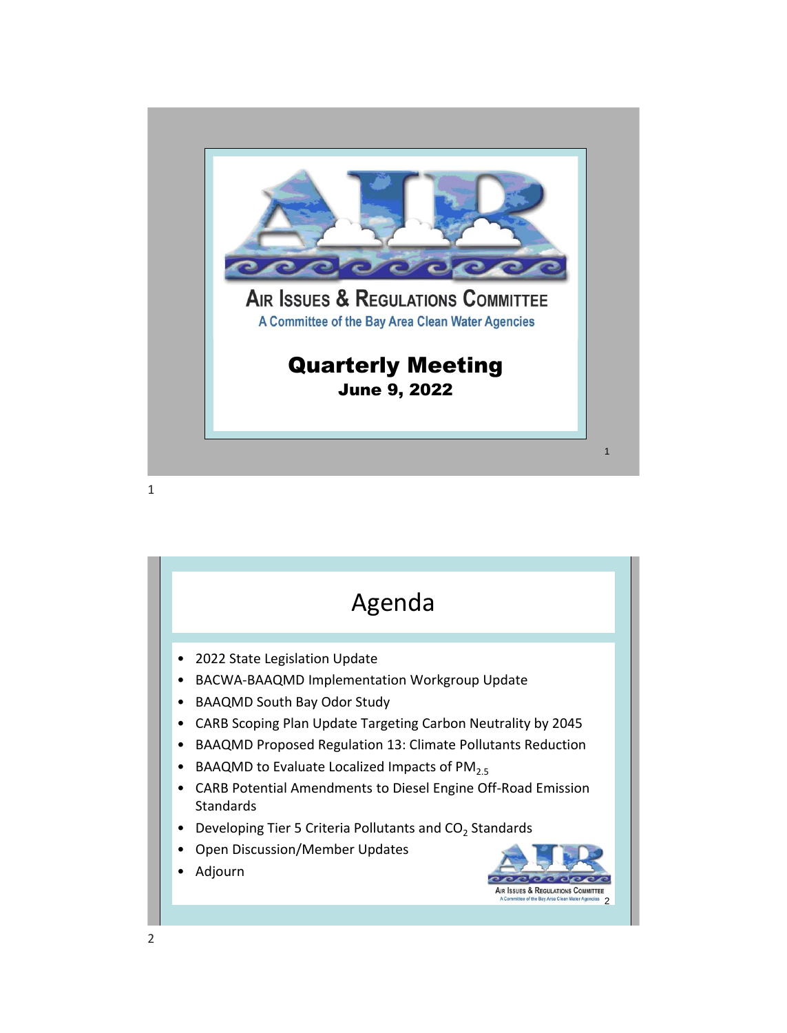# AIR ISSUES & REGULATIONS COMMITTEE

A Committee of the Bay Area Clean Water Agencies

## Quarterly Meeting

**June 9, 2022**

---

## Agenda

- 2022 State Legislation Update
- BACWA-BAAQMD Implementation Workgroup Update
- BAAQMD South Bay Odor Study
- CARB Scoping Plan Update Targeting Carbon Neutrality by 2045
- BAAQMD Proposed Regulation 13: Climate Pollutants Reduction
- BAAQMD to Evaluate Localized Impacts of $PM_{2.5}$
- CARB Potential Amendments to Diesel Engine Off-Road Emission Standards
- Developing Tier 5 Criteria Pollutants and $CO_2$ Standards
- Open Discussion/Member Updates
- Adjourn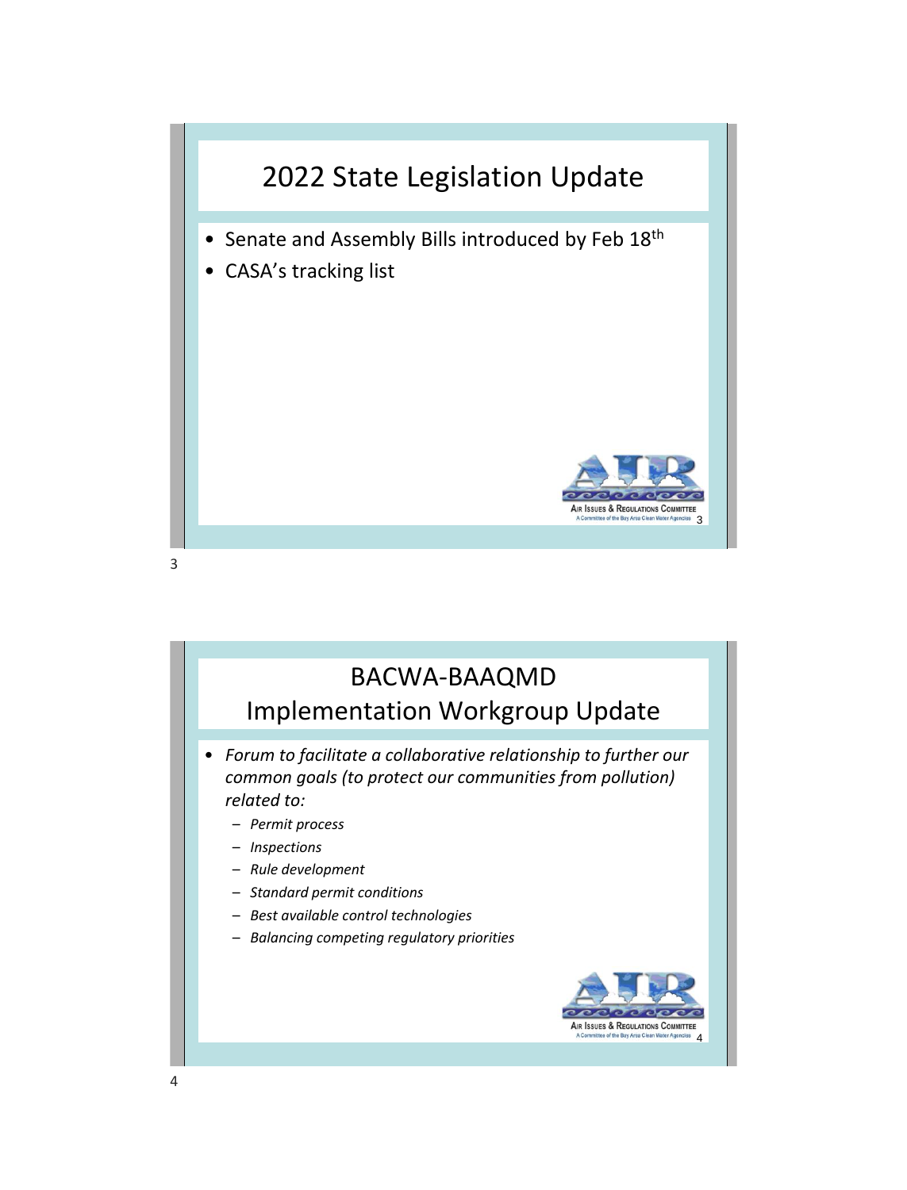# 2022 State Legislation Update

- Senate and Assembly Bills introduced by Feb 18th
- CASA's tracking list

# BACWA-BAAQMD Implementation Workgroup Update

- *Forum to facilitate a collaborative relationship to further our common goals (to protect our communities from pollution) related to:*
  - *Permit process*
  - *Inspections*
  - *Rule development*
  - *Standard permit conditions*
  - *Best available control technologies*
  - *Balancing competing regulatory priorities*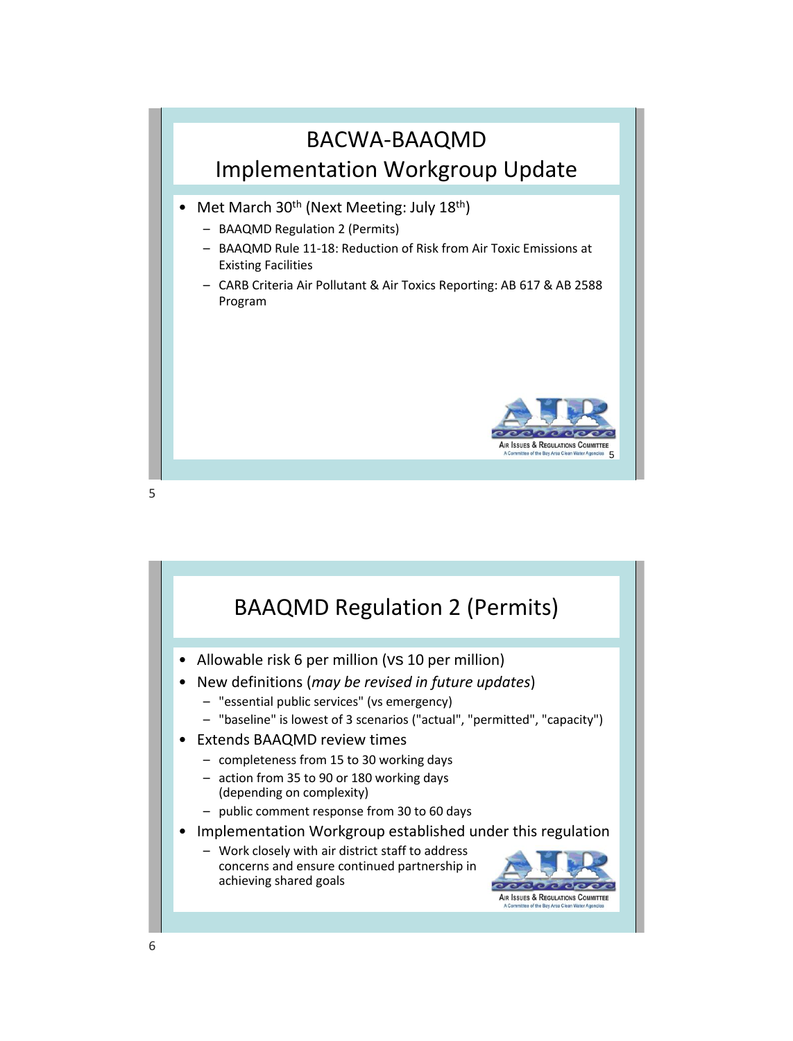# BACWA-BAAQMD Implementation Workgroup Update

- Met March 30th (Next Meeting: July 18th)
  - BAAQMD Regulation 2 (Permits)
  - BAAQMD Rule 11-18: Reduction of Risk from Air Toxic Emissions at Existing Facilities
  - CARB Criteria Air Pollutant & Air Toxics Reporting: AB 617 & AB 2588 Program

# BAAQMD Regulation 2 (Permits)

- Allowable risk 6 per million (vs 10 per million)
- New definitions (*may be revised in future updates*)
  - "essential public services" (vs emergency)
  - "baseline" is lowest of 3 scenarios ("actual", "permitted", "capacity")
- Extends BAAQMD review times
  - completeness from 15 to 30 working days
  - action from 35 to 90 or 180 working days (depending on complexity)
  - public comment response from 30 to 60 days
- Implementation Workgroup established under this regulation
  - Work closely with air district staff to address concerns and ensure continued partnership in achieving shared goals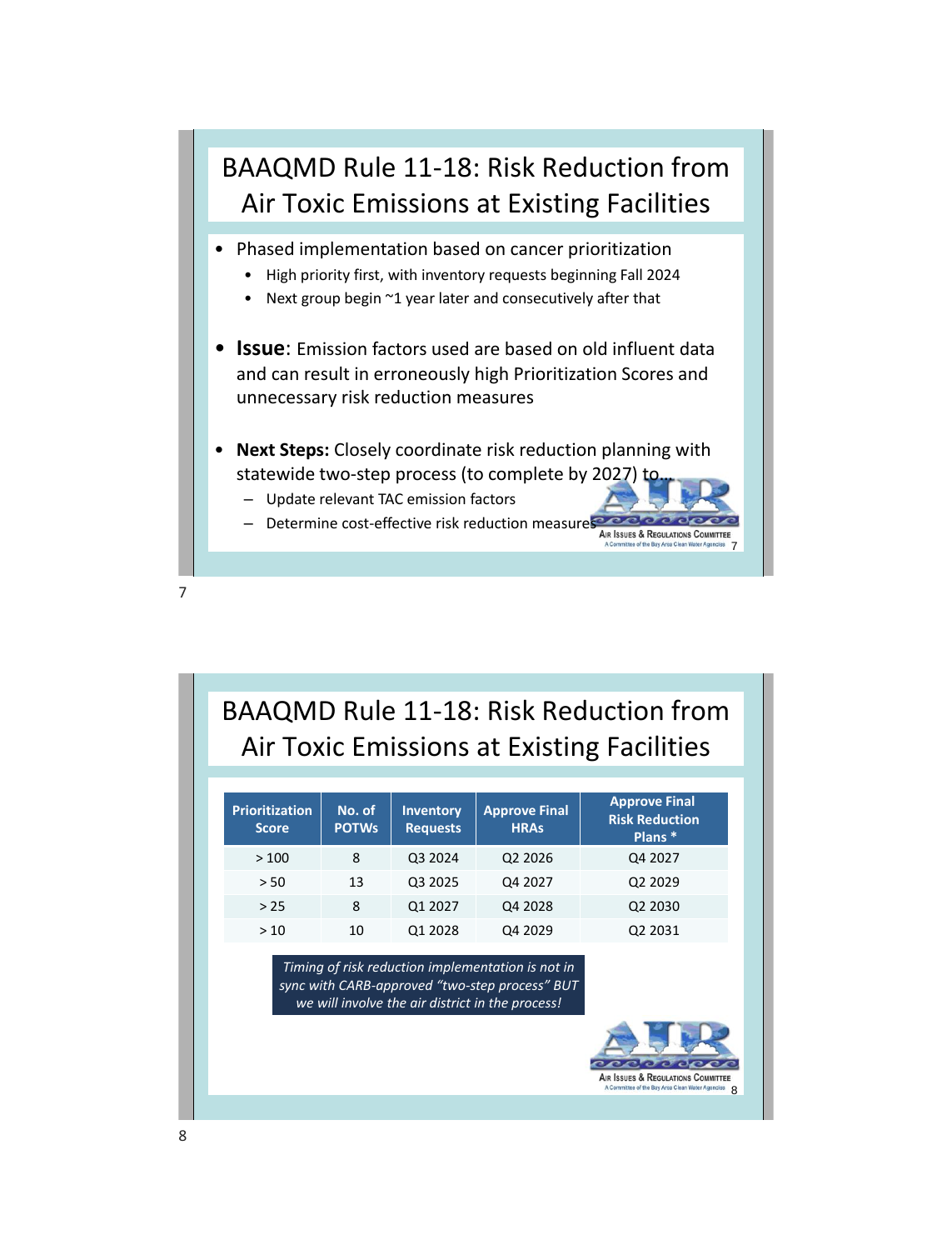# BAAQMD Rule 11-18: Risk Reduction from Air Toxic Emissions at Existing Facilities

- Phased implementation based on cancer prioritization
  - High priority first, with inventory requests beginning Fall 2024
  - Next group begin ~1 year later and consecutively after that
- **Issue**: Emission factors used are based on old influent data and can result in erroneously high Prioritization Scores and unnecessary risk reduction measures
- **Next Steps:** Closely coordinate risk reduction planning with statewide two-step process (to complete by 2027) to…
  - Update relevant TAC emission factors
  - Determine cost-effective risk reduction measures

AIR ISSUES & REGULATIONS COMMITTEE
A Committee of the Bay Area Clean Water Agencies

# BAAQMD Rule 11-18: Risk Reduction from Air Toxic Emissions at Existing Facilities

| Prioritization Score | No. of POTWs | Inventory Requests | Approve Final HRAs | Approve Final Risk Reduction Plans * |
|---|---|---|---|---|
| > 100 | 8 | Q3 2024 | Q2 2026 | Q4 2027 |
| > 50 | 13 | Q3 2025 | Q4 2027 | Q2 2029 |
| > 25 | 8 | Q1 2027 | Q4 2028 | Q2 2030 |
| > 10 | 10 | Q1 2028 | Q4 2029 | Q2 2031 |

*Timing of risk reduction implementation is not in sync with CARB-approved "two-step process" BUT we will involve the air district in the process!*

AIR ISSUES & REGULATIONS COMMITTEE
A Committee of the Bay Area Clean Water Agencies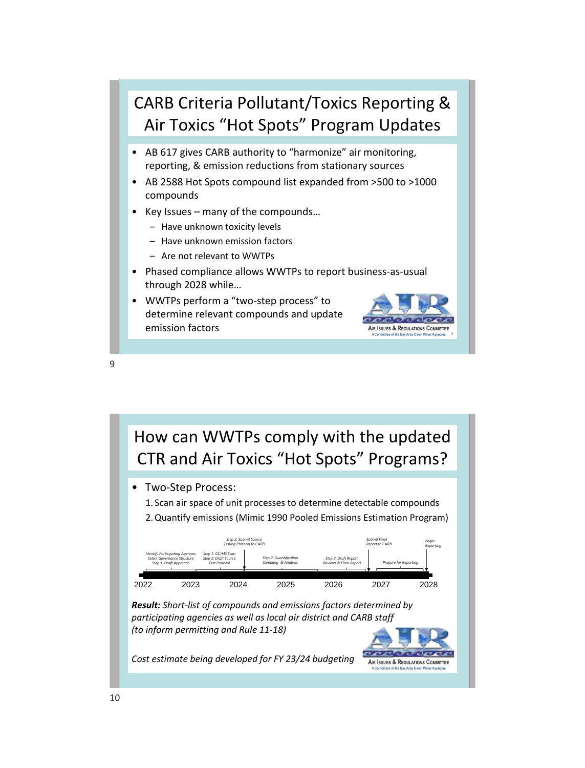## CARB Criteria Pollutant/Toxics Reporting & Air Toxics "Hot Spots" Program Updates

- AB 617 gives CARB authority to "harmonize" air monitoring, reporting, & emission reductions from stationary sources
- AB 2588 Hot Spots compound list expanded from >500 to >1000 compounds
- Key Issues – many of the compounds…
  - Have unknown toxicity levels
  - Have unknown emission factors
  - Are not relevant to WWTPs
- Phased compliance allows WWTPs to report business-as-usual through 2028 while…
- WWTPs perform a "two-step process" to determine relevant compounds and update emission factors

AIR ISSUES & REGULATIONS COMMITTEE
A Committee of the Bay Area Clean Water Agencies

## How can WWTPs comply with the updated CTR and Air Toxics "Hot Spots" Programs?

- Two-Step Process:
  1. Scan air space of unit processes to determine detectable compounds
  2. Quantify emissions (Mimic 1990 Pooled Emissions Estimation Program)

*Identify Participating Agencies / Select Governance Structure / Step 1: Draft Approach* (2022–2023)
*Step 1: GC/MS Scan / Step 2: Draft Source Test Protocol* (2023–2024)
*Step 2: Submit Source Testing Protocol to CARB* (2024)
*Step 2: Quantification Sampling & Analysis* (2024–2025)
*Step 2: Draft Report, Reviews & Final Report* (2026)
*Submit Final Report to CARB* (2027)
*Prepare for Reporting* (2027)
*Begin Reporting* (2028)

***Result:*** *Short-list of compounds and emissions factors determined by participating agencies as well as local air district and CARB staff (to inform permitting and Rule 11-18)*

*Cost estimate being developed for FY 23/24 budgeting*

AIR ISSUES & REGULATIONS COMMITTEE
A Committee of the Bay Area Clean Water Agencies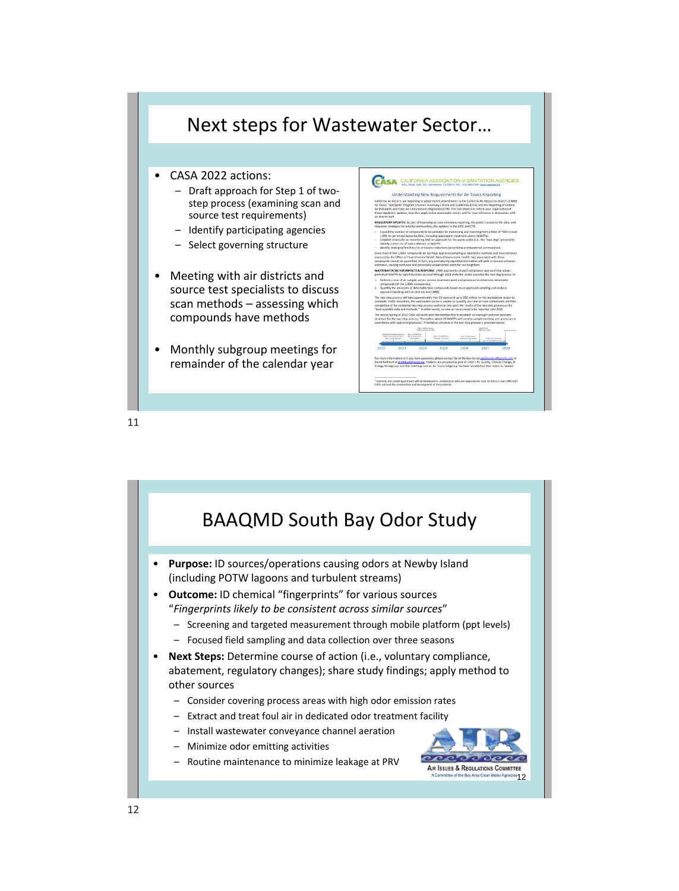# Next steps for Wastewater Sector…

- CASA 2022 actions:
  - Draft approach for Step 1 of two-step process (examining scan and source test requirements)
  - Identify participating agencies
  - Select governing structure
- Meeting with air districts and source test specialists to discuss scan methods – assessing which compounds have methods
- Monthly subgroup meetings for remainder of the calendar year

# BAAQMD South Bay Odor Study

- **Purpose:** ID sources/operations causing odors at Newby Island (including POTW lagoons and turbulent streams)
- **Outcome:** ID chemical "fingerprints" for various sources "*Fingerprints likely to be consistent across similar sources*"
  - Screening and targeted measurement through mobile platform (ppt levels)
  - Focused field sampling and data collection over three seasons
- **Next Steps:** Determine course of action (i.e., voluntary compliance, abatement, regulatory changes); share study findings; apply method to other sources
  - Consider covering process areas with high odor emission rates
  - Extract and treat foul air in dedicated odor treatment facility
  - Install wastewater conveyance channel aeration
  - Minimize odor emitting activities
  - Routine maintenance to minimize leakage at PRV

AIR ISSUES & REGULATIONS COMMITTEE
A Committee of the Bay Area Clean Water Agencies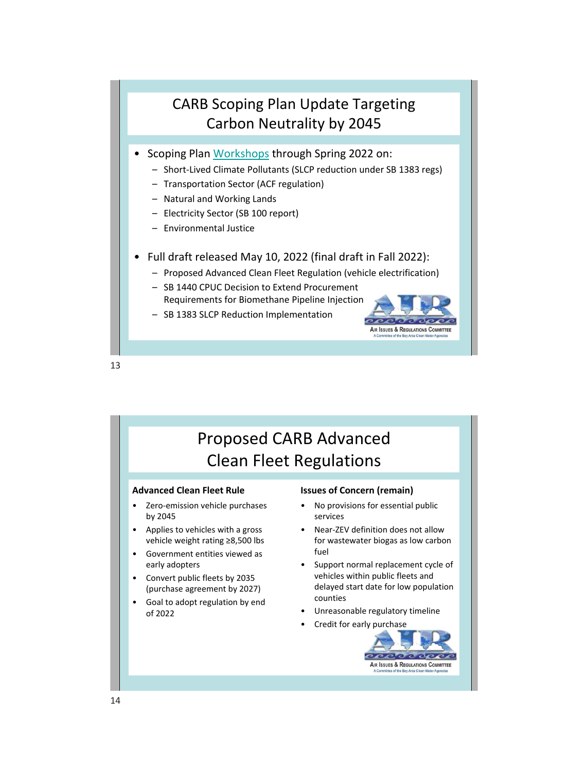## CARB Scoping Plan Update Targeting Carbon Neutrality by 2045

- Scoping Plan Workshops through Spring 2022 on:
  - Short-Lived Climate Pollutants (SLCP reduction under SB 1383 regs)
  - Transportation Sector (ACF regulation)
  - Natural and Working Lands
  - Electricity Sector (SB 100 report)
  - Environmental Justice
- Full draft released May 10, 2022 (final draft in Fall 2022):
  - Proposed Advanced Clean Fleet Regulation (vehicle electrification)
  - SB 1440 CPUC Decision to Extend Procurement Requirements for Biomethane Pipeline Injection
  - SB 1383 SLCP Reduction Implementation

Air Issues & Regulations Committee
A Committee of the Bay Area Clean Water Agencies

## Proposed CARB Advanced Clean Fleet Regulations

**Advanced Clean Fleet Rule**

- Zero-emission vehicle purchases by 2045
- Applies to vehicles with a gross vehicle weight rating ≥8,500 lbs
- Government entities viewed as early adopters
- Convert public fleets by 2035 (purchase agreement by 2027)
- Goal to adopt regulation by end of 2022

**Issues of Concern (remain)**

- No provisions for essential public services
- Near-ZEV definition does not allow for wastewater biogas as low carbon fuel
- Support normal replacement cycle of vehicles within public fleets and delayed start date for low population counties
- Unreasonable regulatory timeline
- Credit for early purchase

Air Issues & Regulations Committee
A Committee of the Bay Area Clean Water Agencies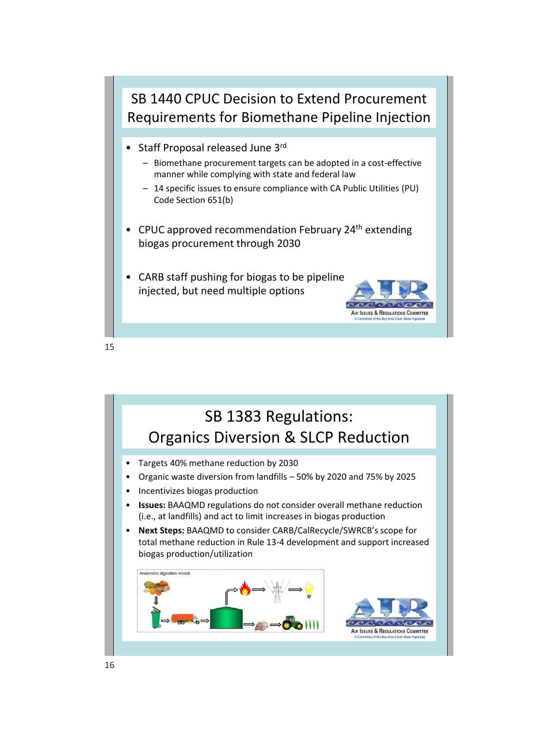## SB 1440 CPUC Decision to Extend Procurement Requirements for Biomethane Pipeline Injection

- Staff Proposal released June 3rd
  - Biomethane procurement targets can be adopted in a cost-effective manner while complying with state and federal law
  - 14 specific issues to ensure compliance with CA Public Utilities (PU) Code Section 651(b)
- CPUC approved recommendation February 24th extending biogas procurement through 2030
- CARB staff pushing for biogas to be pipeline injected, but need multiple options

## SB 1383 Regulations: Organics Diversion & SLCP Reduction

- Targets 40% methane reduction by 2030
- Organic waste diversion from landfills – 50% by 2020 and 75% by 2025
- Incentivizes biogas production
- **Issues:** BAAQMD regulations do not consider overall methane reduction (i.e., at landfills) and act to limit increases in biogas production
- **Next Steps:** BAAQMD to consider CARB/CalRecycle/SWRCB's scope for total methane reduction in Rule 13-4 development and support increased biogas production/utilization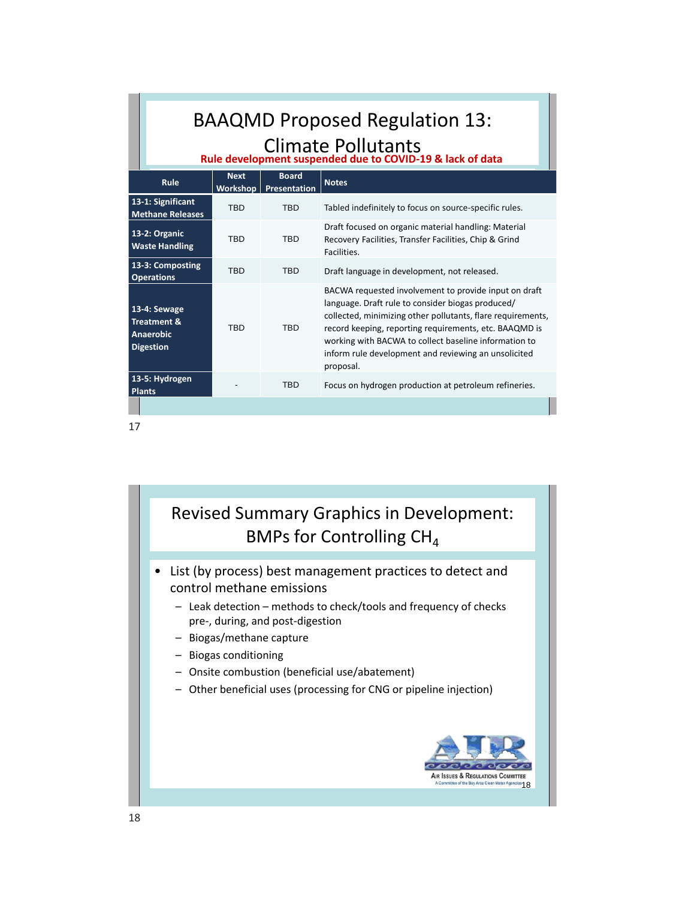# BAAQMD Proposed Regulation 13: Climate Pollutants

**Rule development suspended due to COVID-19 & lack of data**

| Rule | Next Workshop | Board Presentation | Notes |
|---|---|---|---|
| **13-1: Significant Methane Releases** | TBD | TBD | Tabled indefinitely to focus on source-specific rules. |
| **13-2: Organic Waste Handling** | TBD | TBD | Draft focused on organic material handling: Material Recovery Facilities, Transfer Facilities, Chip & Grind Facilities. |
| **13-3: Composting Operations** | TBD | TBD | Draft language in development, not released. |
| **13-4: Sewage Treatment & Anaerobic Digestion** | TBD | TBD | BACWA requested involvement to provide input on draft language. Draft rule to consider biogas produced/ collected, minimizing other pollutants, flare requirements, record keeping, reporting requirements, etc. BAAQMD is working with BACWA to collect baseline information to inform rule development and reviewing an unsolicited proposal. |
| **13-5: Hydrogen Plants** | - | TBD | Focus on hydrogen production at petroleum refineries. |

# Revised Summary Graphics in Development: BMPs for Controlling $CH_4$

- List (by process) best management practices to detect and control methane emissions
  - Leak detection – methods to check/tools and frequency of checks pre-, during, and post-digestion
  - Biogas/methane capture
  - Biogas conditioning
  - Onsite combustion (beneficial use/abatement)
  - Other beneficial uses (processing for CNG or pipeline injection)

AIR ISSUES & REGULATIONS COMMITTEE
A Committee of the Bay Area Clean Water Agencies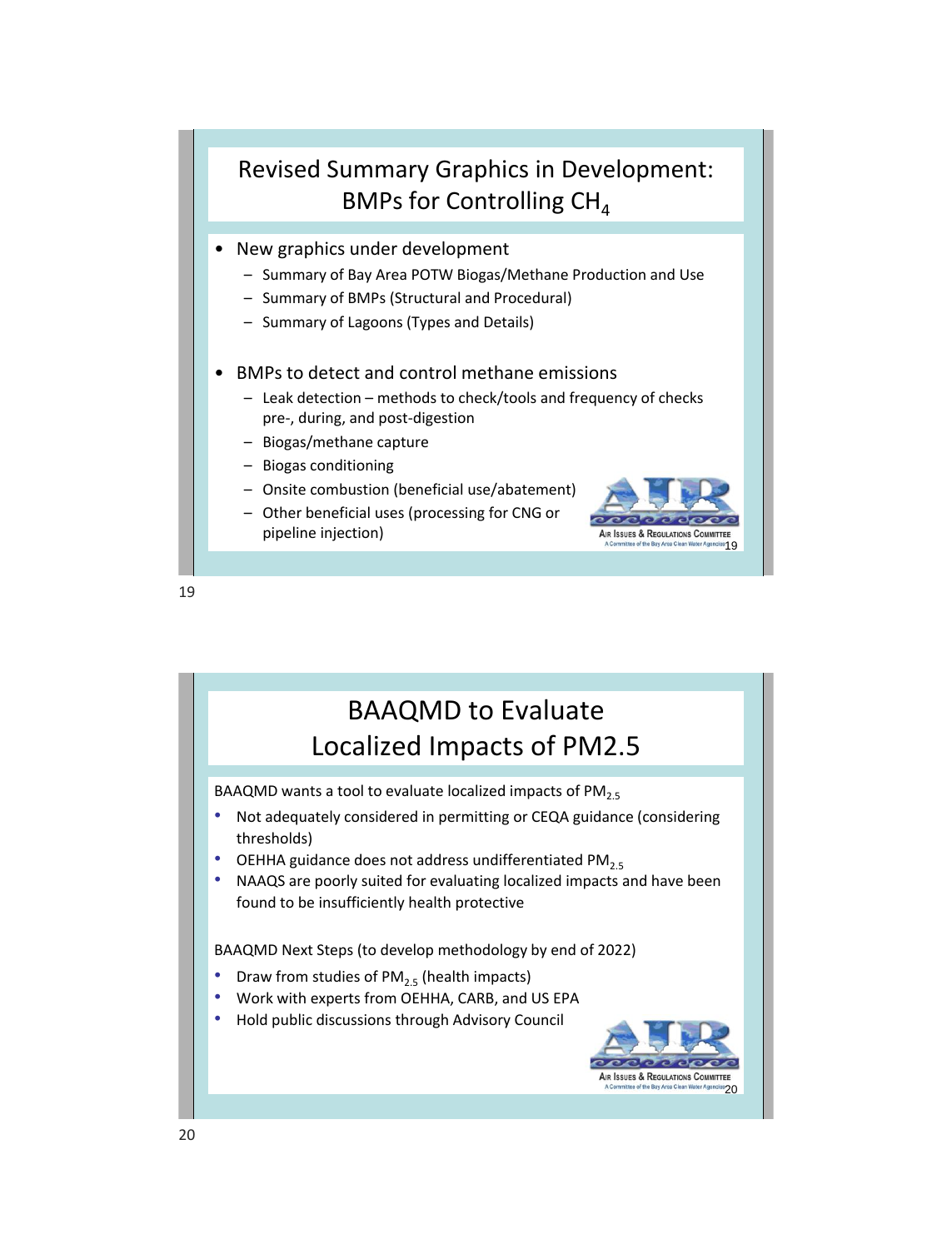## Revised Summary Graphics in Development: BMPs for Controlling $CH_4$

- New graphics under development
  - Summary of Bay Area POTW Biogas/Methane Production and Use
  - Summary of BMPs (Structural and Procedural)
  - Summary of Lagoons (Types and Details)
- BMPs to detect and control methane emissions
  - Leak detection – methods to check/tools and frequency of checks pre-, during, and post-digestion
  - Biogas/methane capture
  - Biogas conditioning
  - Onsite combustion (beneficial use/abatement)
  - Other beneficial uses (processing for CNG or pipeline injection)

AIR ISSUES & REGULATIONS COMMITTEE
A Committee of the Bay Area Clean Water Agencies

## BAAQMD to Evaluate Localized Impacts of PM2.5

BAAQMD wants a tool to evaluate localized impacts of $PM_{2.5}$

- Not adequately considered in permitting or CEQA guidance (considering thresholds)
- OEHHA guidance does not address undifferentiated $PM_{2.5}$
- NAAQS are poorly suited for evaluating localized impacts and have been found to be insufficiently health protective

BAAQMD Next Steps (to develop methodology by end of 2022)

- Draw from studies of $PM_{2.5}$ (health impacts)
- Work with experts from OEHHA, CARB, and US EPA
- Hold public discussions through Advisory Council

AIR ISSUES & REGULATIONS COMMITTEE
A Committee of the Bay Area Clean Water Agencies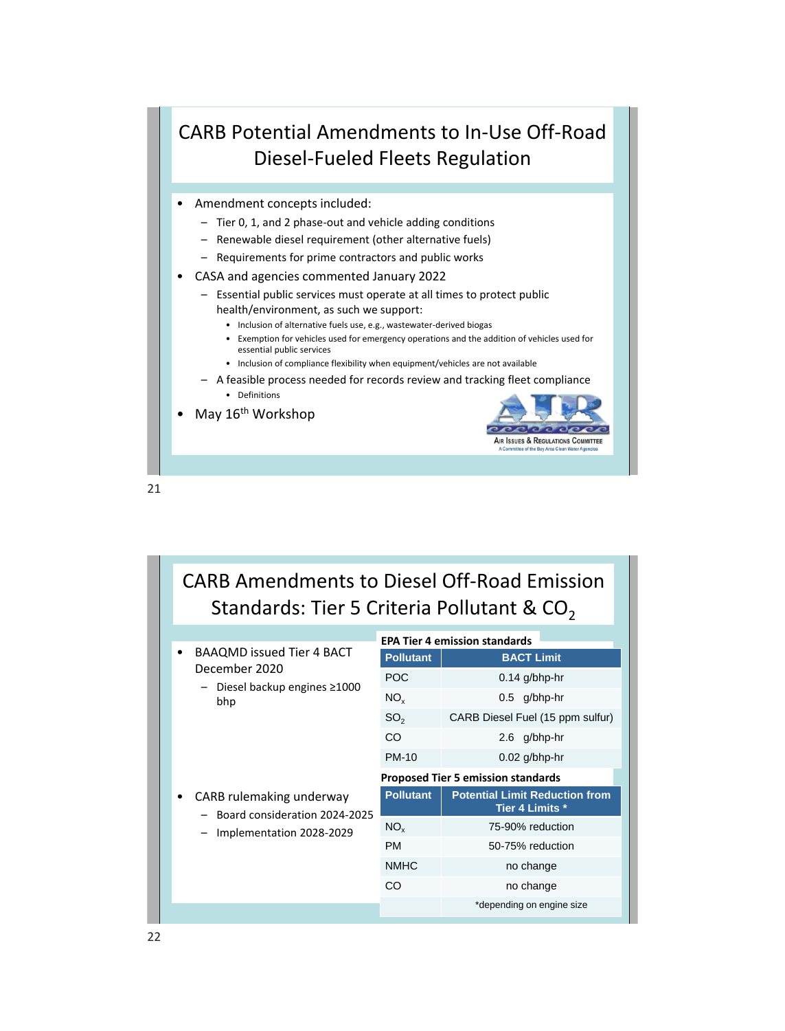# CARB Potential Amendments to In-Use Off-Road Diesel-Fueled Fleets Regulation

- Amendment concepts included:
  - Tier 0, 1, and 2 phase-out and vehicle adding conditions
  - Renewable diesel requirement (other alternative fuels)
  - Requirements for prime contractors and public works
- CASA and agencies commented January 2022
  - Essential public services must operate at all times to protect public health/environment, as such we support:
    - Inclusion of alternative fuels use, e.g., wastewater-derived biogas
    - Exemption for vehicles used for emergency operations and the addition of vehicles used for essential public services
    - Inclusion of compliance flexibility when equipment/vehicles are not available
  - A feasible process needed for records review and tracking fleet compliance
    - Definitions
- May 16th Workshop

AIR Issues & Regulations Committee
A Committee of the Bay Area Clean Water Agencies

# CARB Amendments to Diesel Off-Road Emission Standards: Tier 5 Criteria Pollutant & $CO_2$

- BAAQMD issued Tier 4 BACT December 2020
  - Diesel backup engines ≥1000 bhp

**EPA Tier 4 emission standards**

| Pollutant | BACT Limit |
|---|---|
| POC | 0.14 g/bhp-hr |
| $NO_x$ | 0.5 g/bhp-hr |
| $SO_2$ | CARB Diesel Fuel (15 ppm sulfur) |
| CO | 2.6 g/bhp-hr |
| PM-10 | 0.02 g/bhp-hr |

- CARB rulemaking underway
  - Board consideration 2024-2025
  - Implementation 2028-2029

**Proposed Tier 5 emission standards**

| Pollutant | Potential Limit Reduction from Tier 4 Limits * |
|---|---|
| $NO_x$ | 75-90% reduction |
| PM | 50-75% reduction |
| NMHC | no change |
| CO | no change |
| | *depending on engine size |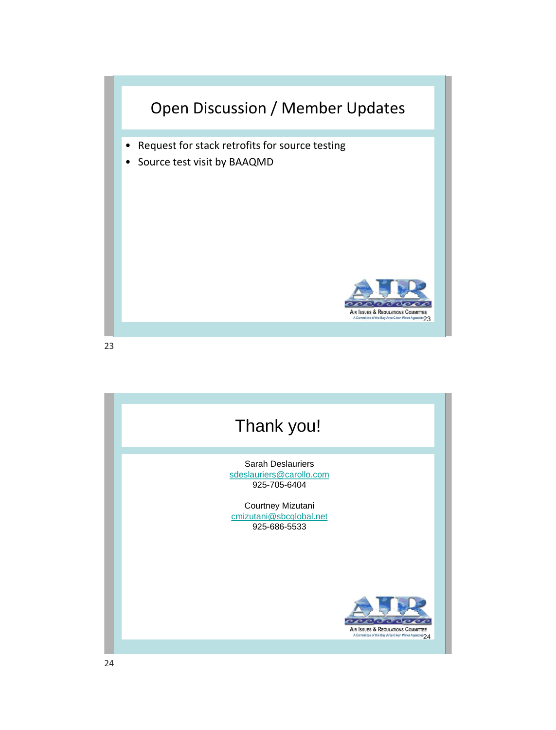## Open Discussion / Member Updates

- Request for stack retrofits for source testing
- Source test visit by BAAQMD

AIR Issues & Regulations Committee
A Committee of the Bay Area Clean Water Agencies

## Thank you!

Sarah Deslauriers
sdeslauriers@carollo.com
925-705-6404

Courtney Mizutani
cmizutani@sbcglobal.net
925-686-5533

AIR Issues & Regulations Committee
A Committee of the Bay Area Clean Water Agencies